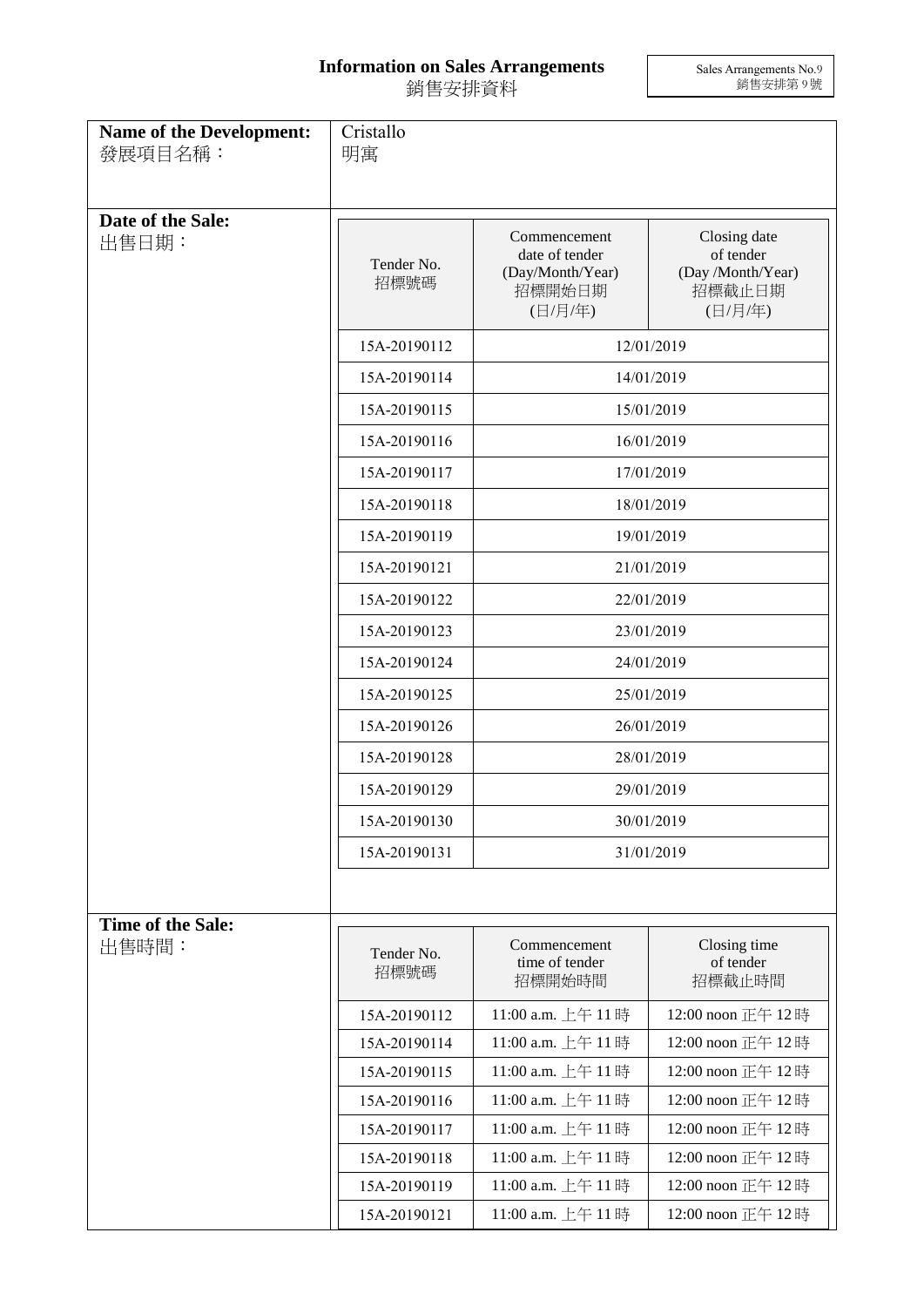# Information on Sales Arrangements
# 銷售安排資料

Sales Arrangements No.9
銷售安排第 9 號

**Name of the Development:**
發展項目名稱：

Cristallo
明寓

**Date of the Sale:**
出售日期：

| Tender No.<br>招標號碼 | Commencement date of tender (Day/Month/Year)<br>招標開始日期 (日/月/年) | Closing date of tender (Day /Month/Year)<br>招標截止日期 (日/月/年) |
|---|---|---|
| 15A-20190112 | 12/01/2019 | |
| 15A-20190114 | 14/01/2019 | |
| 15A-20190115 | 15/01/2019 | |
| 15A-20190116 | 16/01/2019 | |
| 15A-20190117 | 17/01/2019 | |
| 15A-20190118 | 18/01/2019 | |
| 15A-20190119 | 19/01/2019 | |
| 15A-20190121 | 21/01/2019 | |
| 15A-20190122 | 22/01/2019 | |
| 15A-20190123 | 23/01/2019 | |
| 15A-20190124 | 24/01/2019 | |
| 15A-20190125 | 25/01/2019 | |
| 15A-20190126 | 26/01/2019 | |
| 15A-20190128 | 28/01/2019 | |
| 15A-20190129 | 29/01/2019 | |
| 15A-20190130 | 30/01/2019 | |
| 15A-20190131 | 31/01/2019 | |

**Time of the Sale:**
出售時間：

| Tender No.<br>招標號碼 | Commencement time of tender<br>招標開始時間 | Closing time of tender<br>招標截止時間 |
|---|---|---|
| 15A-20190112 | 11:00 a.m. 上午 11 時 | 12:00 noon 正午 12 時 |
| 15A-20190114 | 11:00 a.m. 上午 11 時 | 12:00 noon 正午 12 時 |
| 15A-20190115 | 11:00 a.m. 上午 11 時 | 12:00 noon 正午 12 時 |
| 15A-20190116 | 11:00 a.m. 上午 11 時 | 12:00 noon 正午 12 時 |
| 15A-20190117 | 11:00 a.m. 上午 11 時 | 12:00 noon 正午 12 時 |
| 15A-20190118 | 11:00 a.m. 上午 11 時 | 12:00 noon 正午 12 時 |
| 15A-20190119 | 11:00 a.m. 上午 11 時 | 12:00 noon 正午 12 時 |
| 15A-20190121 | 11:00 a.m. 上午 11 時 | 12:00 noon 正午 12 時 |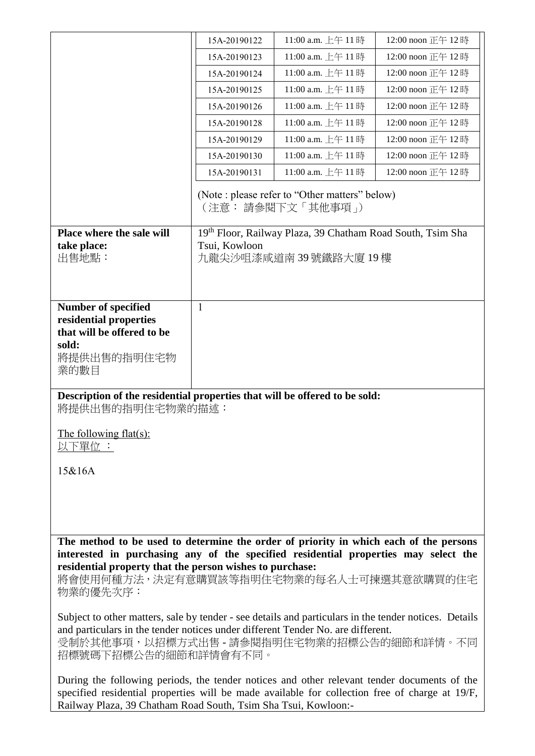| | | | |
|---|---|---|---|
| | 15A-20190122 | 11:00 a.m. 上午 11 時 | 12:00 noon 正午 12 時 |
| | 15A-20190123 | 11:00 a.m. 上午 11 時 | 12:00 noon 正午 12 時 |
| | 15A-20190124 | 11:00 a.m. 上午 11 時 | 12:00 noon 正午 12 時 |
| | 15A-20190125 | 11:00 a.m. 上午 11 時 | 12:00 noon 正午 12 時 |
| | 15A-20190126 | 11:00 a.m. 上午 11 時 | 12:00 noon 正午 12 時 |
| | 15A-20190128 | 11:00 a.m. 上午 11 時 | 12:00 noon 正午 12 時 |
| | 15A-20190129 | 11:00 a.m. 上午 11 時 | 12:00 noon 正午 12 時 |
| | 15A-20190130 | 11:00 a.m. 上午 11 時 | 12:00 noon 正午 12 時 |
| | 15A-20190131 | 11:00 a.m. 上午 11 時 | 12:00 noon 正午 12 時 |

(Note : please refer to "Other matters" below)
（注意： 請參閱下文「其他事項」）

| | |
|---|---|
| **Place where the sale will take place:** 出售地點： | 19th Floor, Railway Plaza, 39 Chatham Road South, Tsim Sha Tsui, Kowloon 九龍尖沙咀漆咸道南 39 號鐵路大廈 19 樓 |
| **Number of specified residential properties that will be offered to be sold:** 將提供出售的指明住宅物業的數目 | 1 |

**Description of the residential properties that will be offered to be sold:**
將提供出售的指明住宅物業的描述：

The following flat(s):
以下單位 ：

15&16A

**The method to be used to determine the order of priority in which each of the persons interested in purchasing any of the specified residential properties may select the residential property that the person wishes to purchase:**
將會使用何種方法，決定有意購買該等指明住宅物業的每名人士可揀選其意欲購買的住宅物業的優先次序：

Subject to other matters, sale by tender - see details and particulars in the tender notices. Details and particulars in the tender notices under different Tender No. are different.
受制於其他事項，以招標方式出售 - 請參閱指明住宅物業的招標公告的細節和詳情。不同招標號碼下招標公告的細節和詳情會有不同。

During the following periods, the tender notices and other relevant tender documents of the specified residential properties will be made available for collection free of charge at 19/F, Railway Plaza, 39 Chatham Road South, Tsim Sha Tsui, Kowloon:-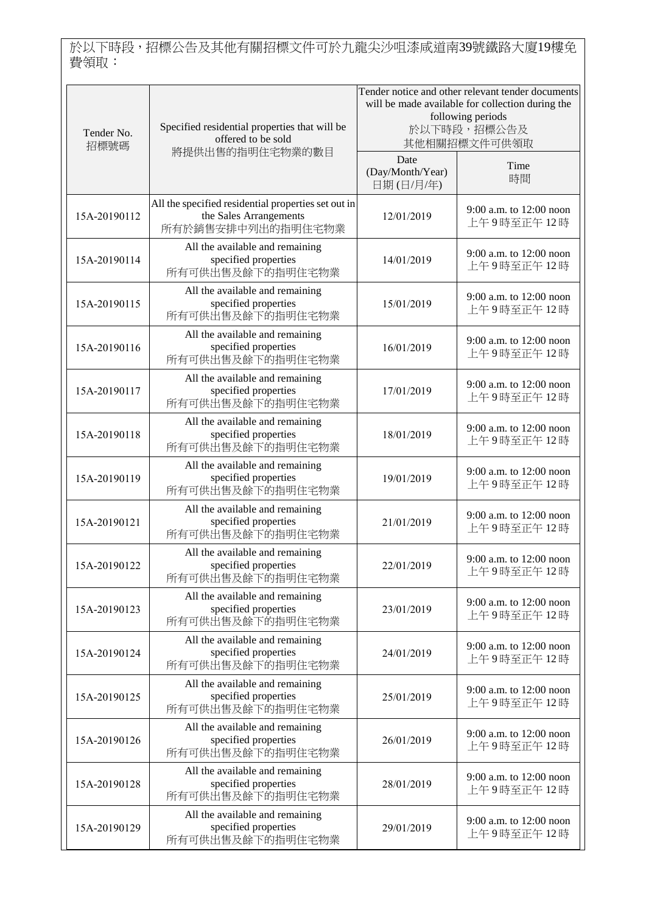於以下時段，招標公告及其他有關招標文件可於九龍尖沙咀漆咸道南39號鐵路大廈19樓免費領取：

| Tender No.<br>招標號碼 | Specified residential properties that will be offered to be sold<br>將提供出售的指明住宅物業的數目 | Tender notice and other relevant tender documents will be made available for collection during the following periods<br>於以下時段，招標公告及其他相關招標文件可供領取 | |
|---|---|---|---|
| | | Date (Day/Month/Year)<br>日期 (日/月/年) | Time<br>時間 |
| 15A-20190112 | All the specified residential properties set out in the Sales Arrangements<br>所有於銷售安排中列出的指明住宅物業 | 12/01/2019 | 9:00 a.m. to 12:00 noon<br>上午 9 時至正午 12 時 |
| 15A-20190114 | All the available and remaining specified properties<br>所有可供出售及餘下的指明住宅物業 | 14/01/2019 | 9:00 a.m. to 12:00 noon<br>上午 9 時至正午 12 時 |
| 15A-20190115 | All the available and remaining specified properties<br>所有可供出售及餘下的指明住宅物業 | 15/01/2019 | 9:00 a.m. to 12:00 noon<br>上午 9 時至正午 12 時 |
| 15A-20190116 | All the available and remaining specified properties<br>所有可供出售及餘下的指明住宅物業 | 16/01/2019 | 9:00 a.m. to 12:00 noon<br>上午 9 時至正午 12 時 |
| 15A-20190117 | All the available and remaining specified properties<br>所有可供出售及餘下的指明住宅物業 | 17/01/2019 | 9:00 a.m. to 12:00 noon<br>上午 9 時至正午 12 時 |
| 15A-20190118 | All the available and remaining specified properties<br>所有可供出售及餘下的指明住宅物業 | 18/01/2019 | 9:00 a.m. to 12:00 noon<br>上午 9 時至正午 12 時 |
| 15A-20190119 | All the available and remaining specified properties<br>所有可供出售及餘下的指明住宅物業 | 19/01/2019 | 9:00 a.m. to 12:00 noon<br>上午 9 時至正午 12 時 |
| 15A-20190121 | All the available and remaining specified properties<br>所有可供出售及餘下的指明住宅物業 | 21/01/2019 | 9:00 a.m. to 12:00 noon<br>上午 9 時至正午 12 時 |
| 15A-20190122 | All the available and remaining specified properties<br>所有可供出售及餘下的指明住宅物業 | 22/01/2019 | 9:00 a.m. to 12:00 noon<br>上午 9 時至正午 12 時 |
| 15A-20190123 | All the available and remaining specified properties<br>所有可供出售及餘下的指明住宅物業 | 23/01/2019 | 9:00 a.m. to 12:00 noon<br>上午 9 時至正午 12 時 |
| 15A-20190124 | All the available and remaining specified properties<br>所有可供出售及餘下的指明住宅物業 | 24/01/2019 | 9:00 a.m. to 12:00 noon<br>上午 9 時至正午 12 時 |
| 15A-20190125 | All the available and remaining specified properties<br>所有可供出售及餘下的指明住宅物業 | 25/01/2019 | 9:00 a.m. to 12:00 noon<br>上午 9 時至正午 12 時 |
| 15A-20190126 | All the available and remaining specified properties<br>所有可供出售及餘下的指明住宅物業 | 26/01/2019 | 9:00 a.m. to 12:00 noon<br>上午 9 時至正午 12 時 |
| 15A-20190128 | All the available and remaining specified properties<br>所有可供出售及餘下的指明住宅物業 | 28/01/2019 | 9:00 a.m. to 12:00 noon<br>上午 9 時至正午 12 時 |
| 15A-20190129 | All the available and remaining specified properties<br>所有可供出售及餘下的指明住宅物業 | 29/01/2019 | 9:00 a.m. to 12:00 noon<br>上午 9 時至正午 12 時 |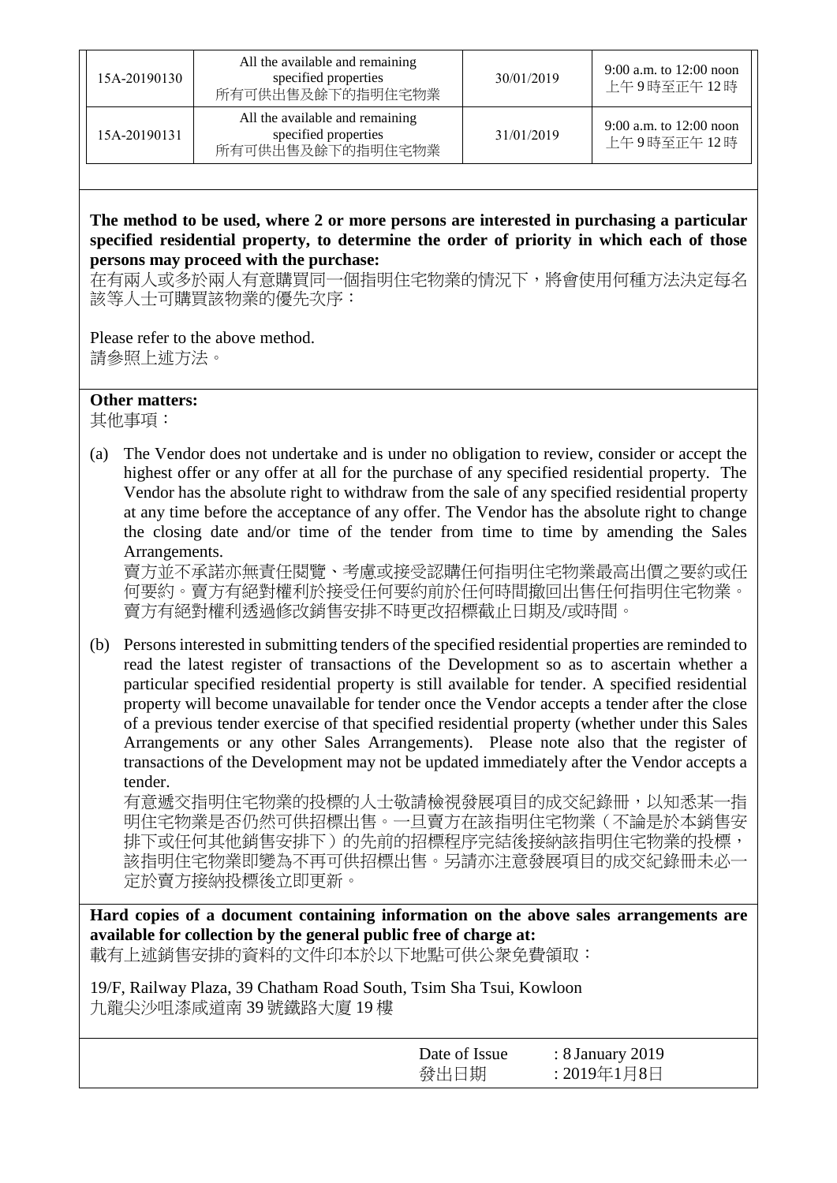| | | | |
|---|---|---|---|
| 15A-20190130 | All the available and remaining specified properties<br>所有可供出售及餘下的指明住宅物業 | 30/01/2019 | 9:00 a.m. to 12:00 noon<br>上午 9 時至正午 12 時 |
| 15A-20190131 | All the available and remaining specified properties<br>所有可供出售及餘下的指明住宅物業 | 31/01/2019 | 9:00 a.m. to 12:00 noon<br>上午 9 時至正午 12 時 |

**The method to be used, where 2 or more persons are interested in purchasing a particular specified residential property, to determine the order of priority in which each of those persons may proceed with the purchase:**
在有兩人或多於兩人有意購買同一個指明住宅物業的情況下，將會使用何種方法決定每名該等人士可購買該物業的優先次序：

Please refer to the above method.
請參照上述方法。

**Other matters:**
其他事項：

(a) The Vendor does not undertake and is under no obligation to review, consider or accept the highest offer or any offer at all for the purchase of any specified residential property. The Vendor has the absolute right to withdraw from the sale of any specified residential property at any time before the acceptance of any offer. The Vendor has the absolute right to change the closing date and/or time of the tender from time to time by amending the Sales Arrangements.
賣方並不承諾亦無責任閱覽、考慮或接受認購任何指明住宅物業最高出價之要約或任何要約。賣方有絕對權利於接受任何要約前於任何時間撤回出售任何指明住宅物業。賣方有絕對權利透過修改銷售安排不時更改招標截止日期及/或時間。

(b) Persons interested in submitting tenders of the specified residential properties are reminded to read the latest register of transactions of the Development so as to ascertain whether a particular specified residential property is still available for tender. A specified residential property will become unavailable for tender once the Vendor accepts a tender after the close of a previous tender exercise of that specified residential property (whether under this Sales Arrangements or any other Sales Arrangements). Please note also that the register of transactions of the Development may not be updated immediately after the Vendor accepts a tender.
有意遞交指明住宅物業的投標的人士敬請檢視發展項目的成交紀錄冊，以知悉某一指明住宅物業是否仍然可供招標出售。一旦賣方在該指明住宅物業（不論是於本銷售安排下或任何其他銷售安排下）的先前的招標程序完結後接納該指明住宅物業的投標，該指明住宅物業即變為不再可供招標出售。另請亦注意發展項目的成交紀錄冊未必一定於賣方接納投標後立即更新。

**Hard copies of a document containing information on the above sales arrangements are available for collection by the general public free of charge at:**
載有上述銷售安排的資料的文件印本於以下地點可供公眾免費領取：

19/F, Railway Plaza, 39 Chatham Road South, Tsim Sha Tsui, Kowloon
九龍尖沙咀漆咸道南 39 號鐵路大廈 19 樓

Date of Issue 發出日期 : 8 January 2019 : 2019年1月8日